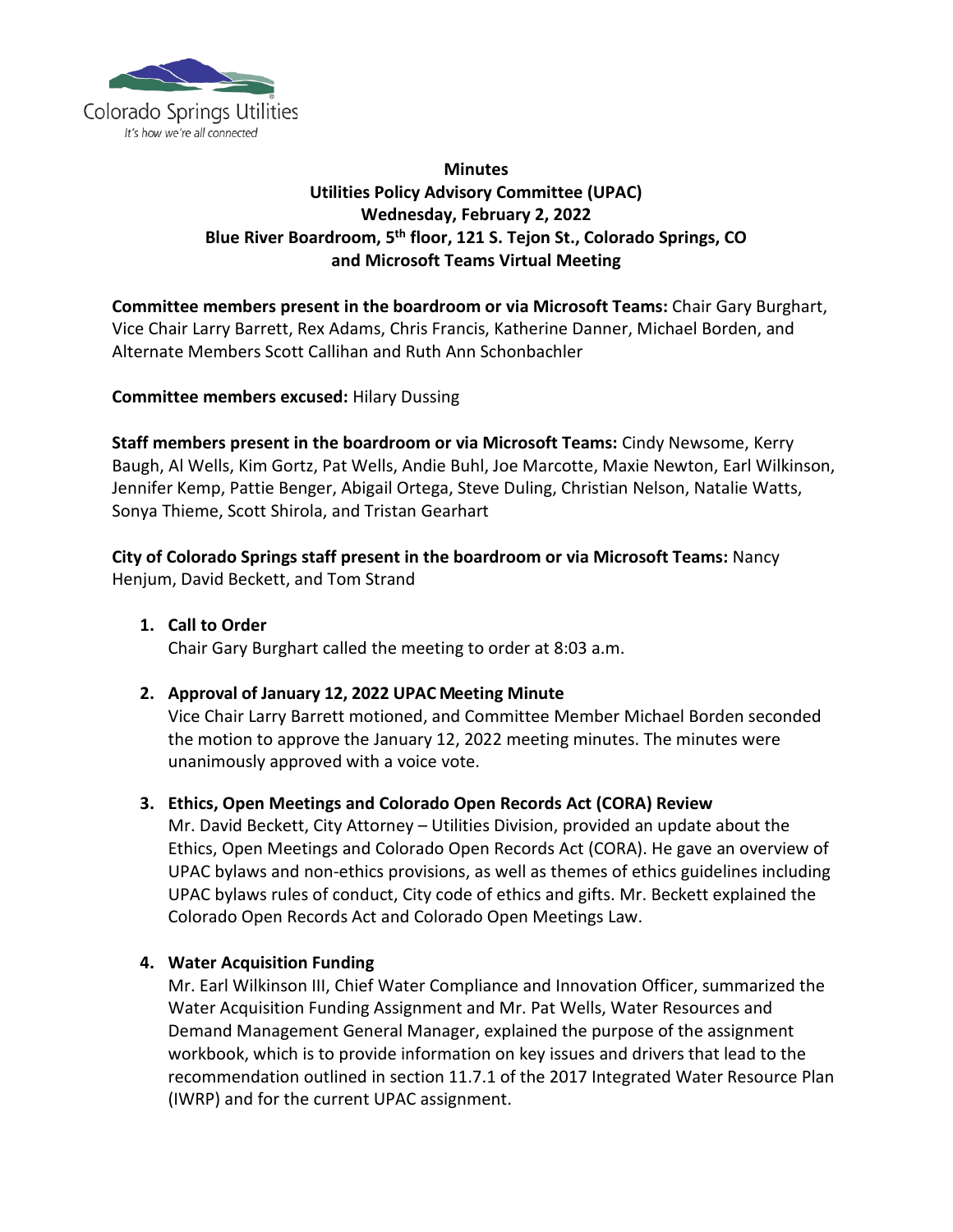Colorado Springs Utilities

*It's how we're all connected*

**Minutes**
**Utilities Policy Advisory Committee (UPAC)**
**Wednesday, February 2, 2022**
**Blue River Boardroom, 5th floor, 121 S. Tejon St., Colorado Springs, CO**
**and Microsoft Teams Virtual Meeting**

**Committee members present in the boardroom or via Microsoft Teams:** Chair Gary Burghart, Vice Chair Larry Barrett, Rex Adams, Chris Francis, Katherine Danner, Michael Borden, and Alternate Members Scott Callihan and Ruth Ann Schonbachler

**Committee members excused:** Hilary Dussing

**Staff members present in the boardroom or via Microsoft Teams:** Cindy Newsome, Kerry Baugh, Al Wells, Kim Gortz, Pat Wells, Andie Buhl, Joe Marcotte, Maxie Newton, Earl Wilkinson, Jennifer Kemp, Pattie Benger, Abigail Ortega, Steve Duling, Christian Nelson, Natalie Watts, Sonya Thieme, Scott Shirola, and Tristan Gearhart

**City of Colorado Springs staff present in the boardroom or via Microsoft Teams:** Nancy Henjum, David Beckett, and Tom Strand

1. **Call to Order**
   Chair Gary Burghart called the meeting to order at 8:03 a.m.

2. **Approval of January 12, 2022 UPAC Meeting Minute**
   Vice Chair Larry Barrett motioned, and Committee Member Michael Borden seconded the motion to approve the January 12, 2022 meeting minutes. The minutes were unanimously approved with a voice vote.

3. **Ethics, Open Meetings and Colorado Open Records Act (CORA) Review**
   Mr. David Beckett, City Attorney – Utilities Division, provided an update about the Ethics, Open Meetings and Colorado Open Records Act (CORA). He gave an overview of UPAC bylaws and non-ethics provisions, as well as themes of ethics guidelines including UPAC bylaws rules of conduct, City code of ethics and gifts. Mr. Beckett explained the Colorado Open Records Act and Colorado Open Meetings Law.

4. **Water Acquisition Funding**
   Mr. Earl Wilkinson III, Chief Water Compliance and Innovation Officer, summarized the Water Acquisition Funding Assignment and Mr. Pat Wells, Water Resources and Demand Management General Manager, explained the purpose of the assignment workbook, which is to provide information on key issues and drivers that lead to the recommendation outlined in section 11.7.1 of the 2017 Integrated Water Resource Plan (IWRP) and for the current UPAC assignment.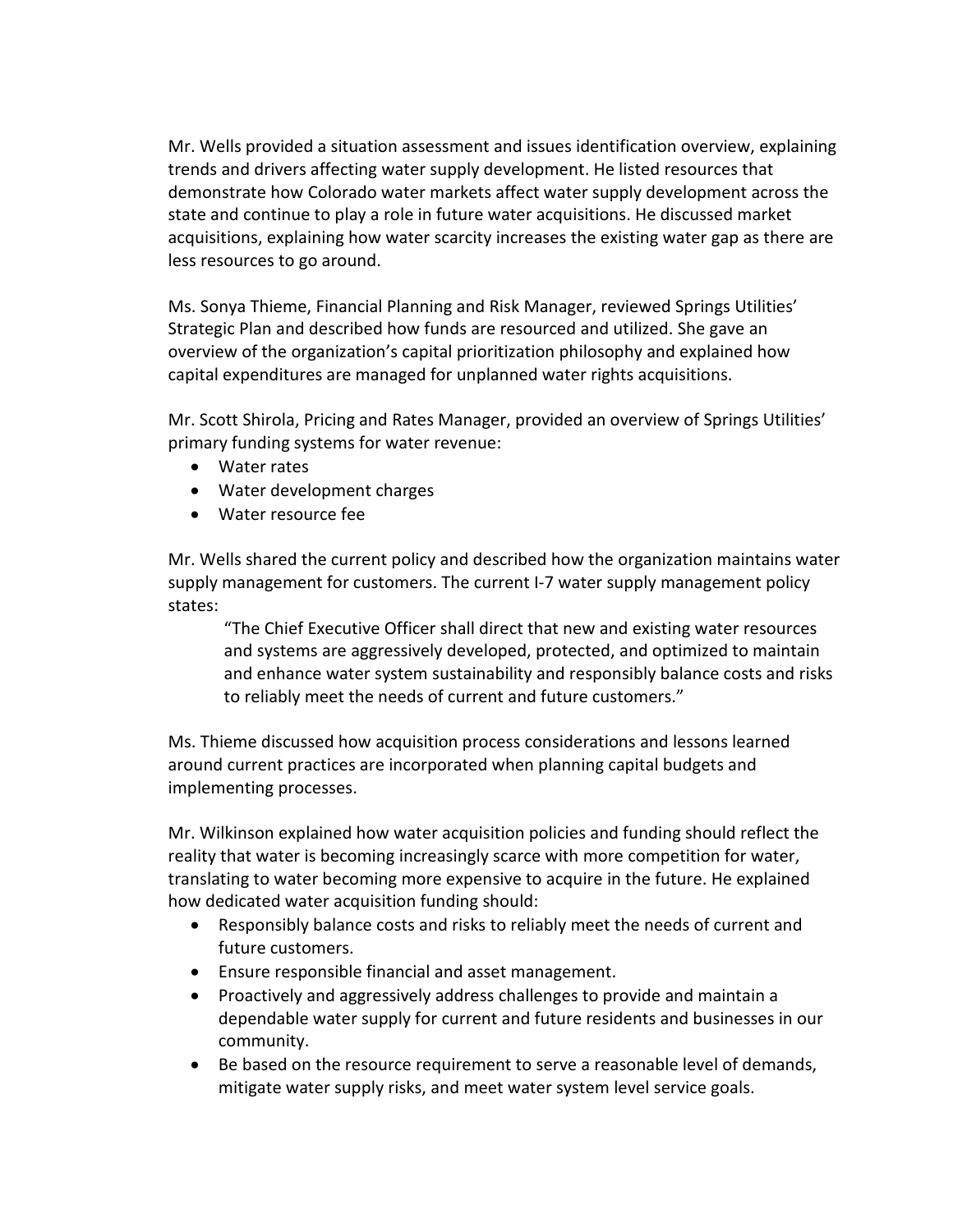Mr. Wells provided a situation assessment and issues identification overview, explaining trends and drivers affecting water supply development. He listed resources that demonstrate how Colorado water markets affect water supply development across the state and continue to play a role in future water acquisitions. He discussed market acquisitions, explaining how water scarcity increases the existing water gap as there are less resources to go around.

Ms. Sonya Thieme, Financial Planning and Risk Manager, reviewed Springs Utilities' Strategic Plan and described how funds are resourced and utilized. She gave an overview of the organization's capital prioritization philosophy and explained how capital expenditures are managed for unplanned water rights acquisitions.

Mr. Scott Shirola, Pricing and Rates Manager, provided an overview of Springs Utilities' primary funding systems for water revenue:

- Water rates
- Water development charges
- Water resource fee

Mr. Wells shared the current policy and described how the organization maintains water supply management for customers. The current I-7 water supply management policy states:

> "The Chief Executive Officer shall direct that new and existing water resources and systems are aggressively developed, protected, and optimized to maintain and enhance water system sustainability and responsibly balance costs and risks to reliably meet the needs of current and future customers."

Ms. Thieme discussed how acquisition process considerations and lessons learned around current practices are incorporated when planning capital budgets and implementing processes.

Mr. Wilkinson explained how water acquisition policies and funding should reflect the reality that water is becoming increasingly scarce with more competition for water, translating to water becoming more expensive to acquire in the future. He explained how dedicated water acquisition funding should:

- Responsibly balance costs and risks to reliably meet the needs of current and future customers.
- Ensure responsible financial and asset management.
- Proactively and aggressively address challenges to provide and maintain a dependable water supply for current and future residents and businesses in our community.
- Be based on the resource requirement to serve a reasonable level of demands, mitigate water supply risks, and meet water system level service goals.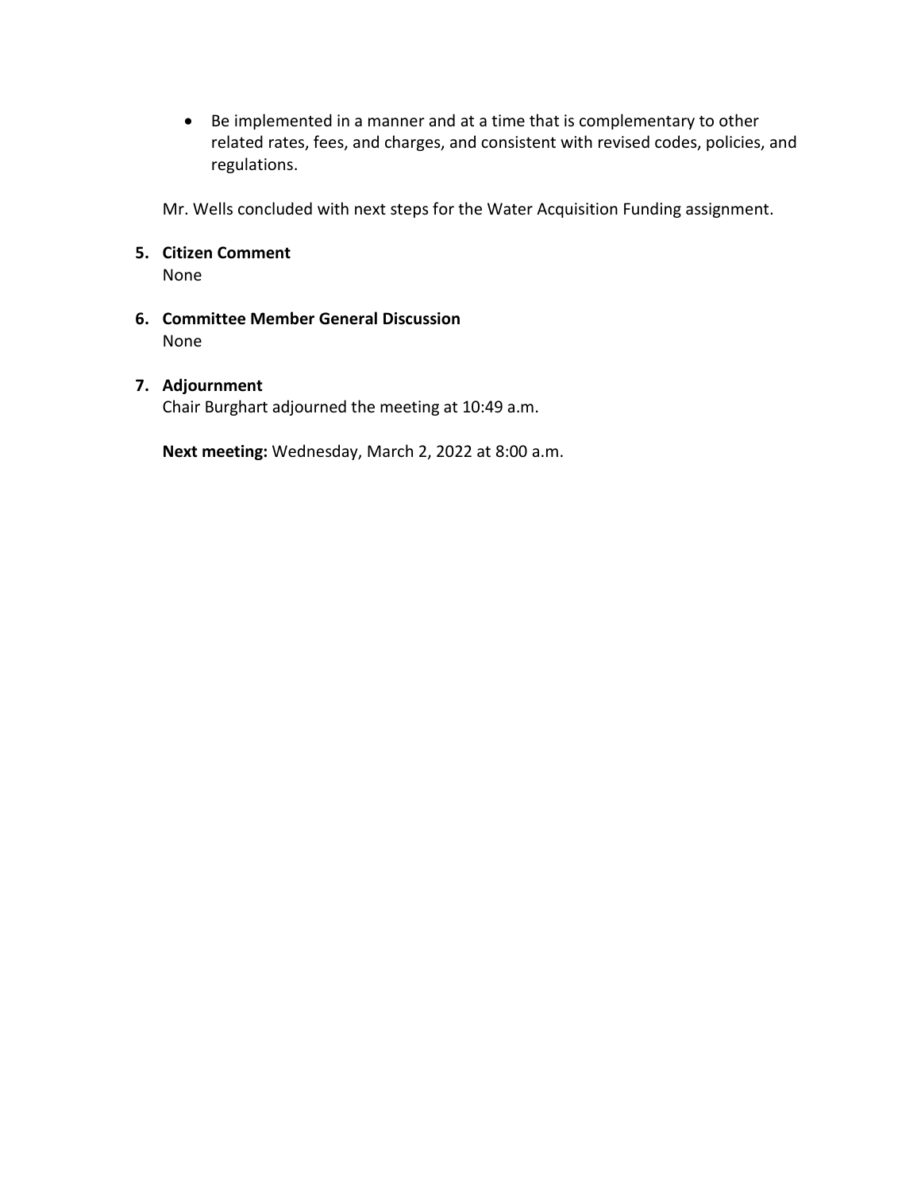- Be implemented in a manner and at a time that is complementary to other related rates, fees, and charges, and consistent with revised codes, policies, and regulations.

Mr. Wells concluded with next steps for the Water Acquisition Funding assignment.

5. **Citizen Comment**
   None

6. **Committee Member General Discussion**
   None

7. **Adjournment**
   Chair Burghart adjourned the meeting at 10:49 a.m.

   **Next meeting:** Wednesday, March 2, 2022 at 8:00 a.m.